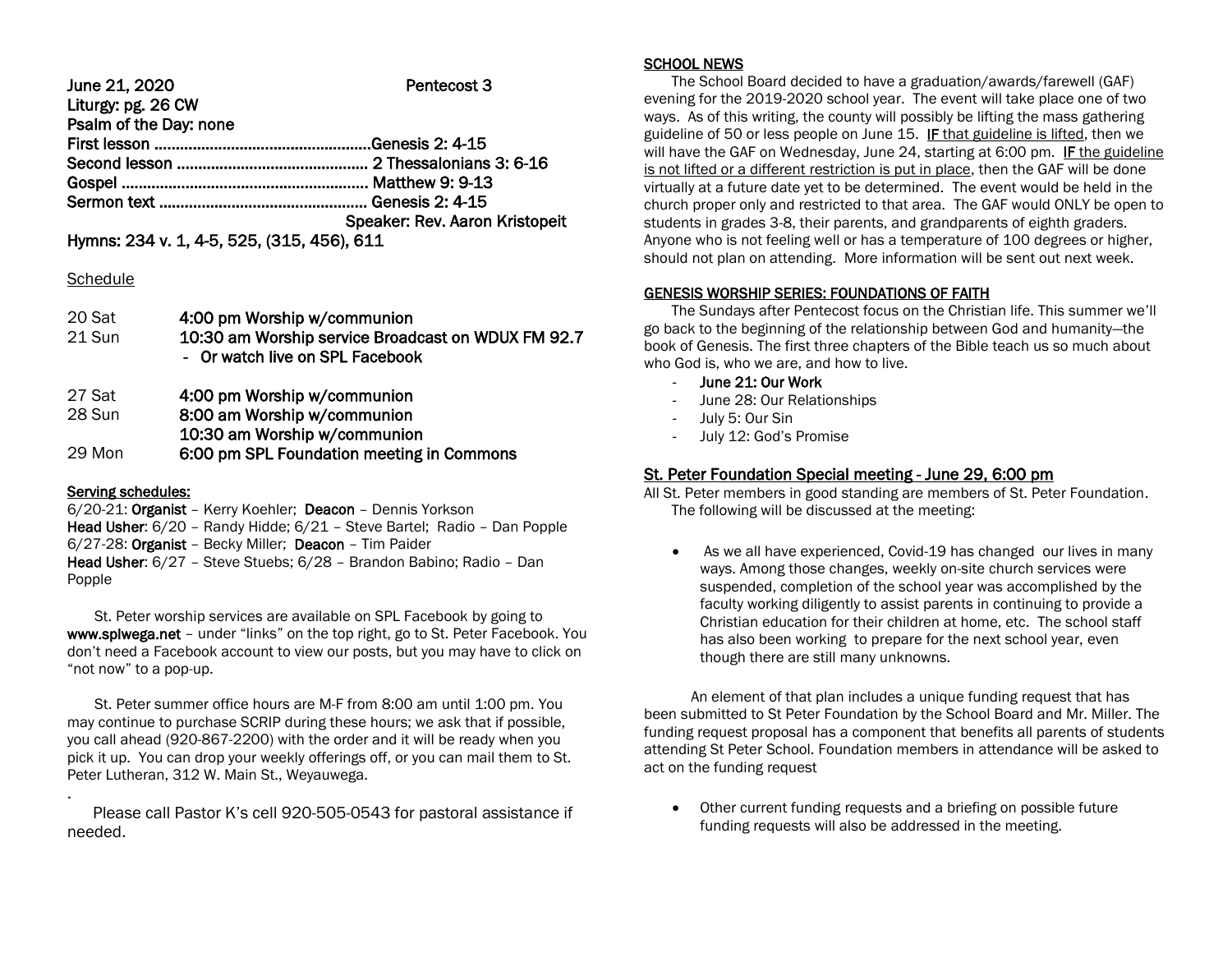**June 21, 2020** **Pentecost 3**

**Liturgy: pg. 26 CW**

**Psalm of the Day: none**

**First lesson ..................................................Genesis 2: 4-15**

**Second lesson ............................................ 2 Thessalonians 3: 6-16**

**Gospel ......................................................... Matthew 9: 9-13**

**Sermon text ................................................ Genesis 2: 4-15**

**Speaker: Rev. Aaron Kristopeit**

**Hymns: 234 v. 1, 4-5, 525, (315, 456), 611**

Schedule

| | |
|---|---|
| 20 Sat | **4:00 pm Worship w/communion** |
| 21 Sun | **10:30 am Worship service Broadcast on WDUX FM 92.7** |
| | **- Or watch live on SPL Facebook** |
| 27 Sat | **4:00 pm Worship w/communion** |
| 28 Sun | **8:00 am Worship w/communion** |
| | **10:30 am Worship w/communion** |
| 29 Mon | **6:00 pm SPL Foundation meeting in Commons** |

**Serving schedules:**

6/20-21: **Organist** – Kerry Koehler; **Deacon** – Dennis Yorkson
**Head Usher**: 6/20 – Randy Hidde; 6/21 – Steve Bartel; Radio – Dan Popple
6/27-28: **Organist** – Becky Miller; **Deacon** – Tim Paider
**Head Usher**: 6/27 – Steve Stuebs; 6/28 – Brandon Babino; Radio – Dan Popple

St. Peter worship services are available on SPL Facebook by going to **www.splwega.net** – under "links" on the top right, go to St. Peter Facebook. You don't need a Facebook account to view our posts, but you may have to click on "not now" to a pop-up.

St. Peter summer office hours are M-F from 8:00 am until 1:00 pm. You may continue to purchase SCRIP during these hours; we ask that if possible, you call ahead (920-867-2200) with the order and it will be ready when you pick it up. You can drop your weekly offerings off, or you can mail them to St. Peter Lutheran, 312 W. Main St., Weyauwega.

.

Please call Pastor K's cell 920-505-0543 for pastoral assistance if needed.

**SCHOOL NEWS**

The School Board decided to have a graduation/awards/farewell (GAF) evening for the 2019-2020 school year. The event will take place one of two ways. As of this writing, the county will possibly be lifting the mass gathering guideline of 50 or less people on June 15. IF that guideline is lifted, then we will have the GAF on Wednesday, June 24, starting at 6:00 pm. IF the guideline is not lifted or a different restriction is put in place, then the GAF will be done virtually at a future date yet to be determined. The event would be held in the church proper only and restricted to that area. The GAF would ONLY be open to students in grades 3-8, their parents, and grandparents of eighth graders. Anyone who is not feeling well or has a temperature of 100 degrees or higher, should not plan on attending. More information will be sent out next week.

**GENESIS WORSHIP SERIES: FOUNDATIONS OF FAITH**

The Sundays after Pentecost focus on the Christian life. This summer we'll go back to the beginning of the relationship between God and humanity—the book of Genesis. The first three chapters of the Bible teach us so much about who God is, who we are, and how to live.

- **June 21: Our Work**
- June 28: Our Relationships
- July 5: Our Sin
- July 12: God's Promise

## St. Peter Foundation Special meeting - June 29, 6:00 pm

All St. Peter members in good standing are members of St. Peter Foundation. The following will be discussed at the meeting:

- As we all have experienced, Covid-19 has changed our lives in many ways. Among those changes, weekly on-site church services were suspended, completion of the school year was accomplished by the faculty working diligently to assist parents in continuing to provide a Christian education for their children at home, etc. The school staff has also been working to prepare for the next school year, even though there are still many unknowns.

An element of that plan includes a unique funding request that has been submitted to St Peter Foundation by the School Board and Mr. Miller. The funding request proposal has a component that benefits all parents of students attending St Peter School. Foundation members in attendance will be asked to act on the funding request

- Other current funding requests and a briefing on possible future funding requests will also be addressed in the meeting.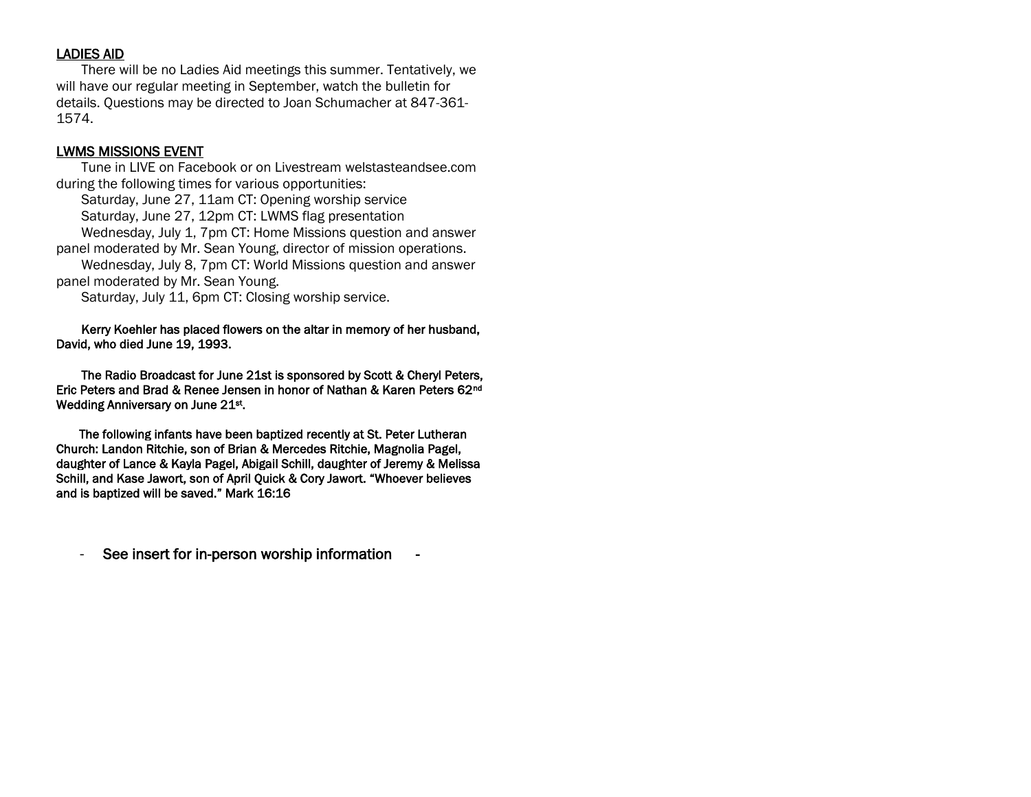<u>LADIES AID</u>

There will be no Ladies Aid meetings this summer. Tentatively, we will have our regular meeting in September, watch the bulletin for details. Questions may be directed to Joan Schumacher at 847-361-1574.

<u>LWMS MISSIONS EVENT</u>

Tune in LIVE on Facebook or on Livestream welstasteandsee.com during the following times for various opportunities:

Saturday, June 27, 11am CT: Opening worship service

Saturday, June 27, 12pm CT: LWMS flag presentation

Wednesday, July 1, 7pm CT: Home Missions question and answer panel moderated by Mr. Sean Young, director of mission operations.

Wednesday, July 8, 7pm CT: World Missions question and answer panel moderated by Mr. Sean Young.

Saturday, July 11, 6pm CT: Closing worship service.

Kerry Koehler has placed flowers on the altar in memory of her husband, David, who died June 19, 1993.

The Radio Broadcast for June 21st is sponsored by Scott & Cheryl Peters, Eric Peters and Brad & Renee Jensen in honor of Nathan & Karen Peters 62nd Wedding Anniversary on June 21st.

The following infants have been baptized recently at St. Peter Lutheran Church: Landon Ritchie, son of Brian & Mercedes Ritchie, Magnolia Pagel, daughter of Lance & Kayla Pagel, Abigail Schill, daughter of Jeremy & Melissa Schill, and Kase Jawort, son of April Quick & Cory Jawort. "Whoever believes and is baptized will be saved." Mark 16:16

\- See insert for in-person worship information -